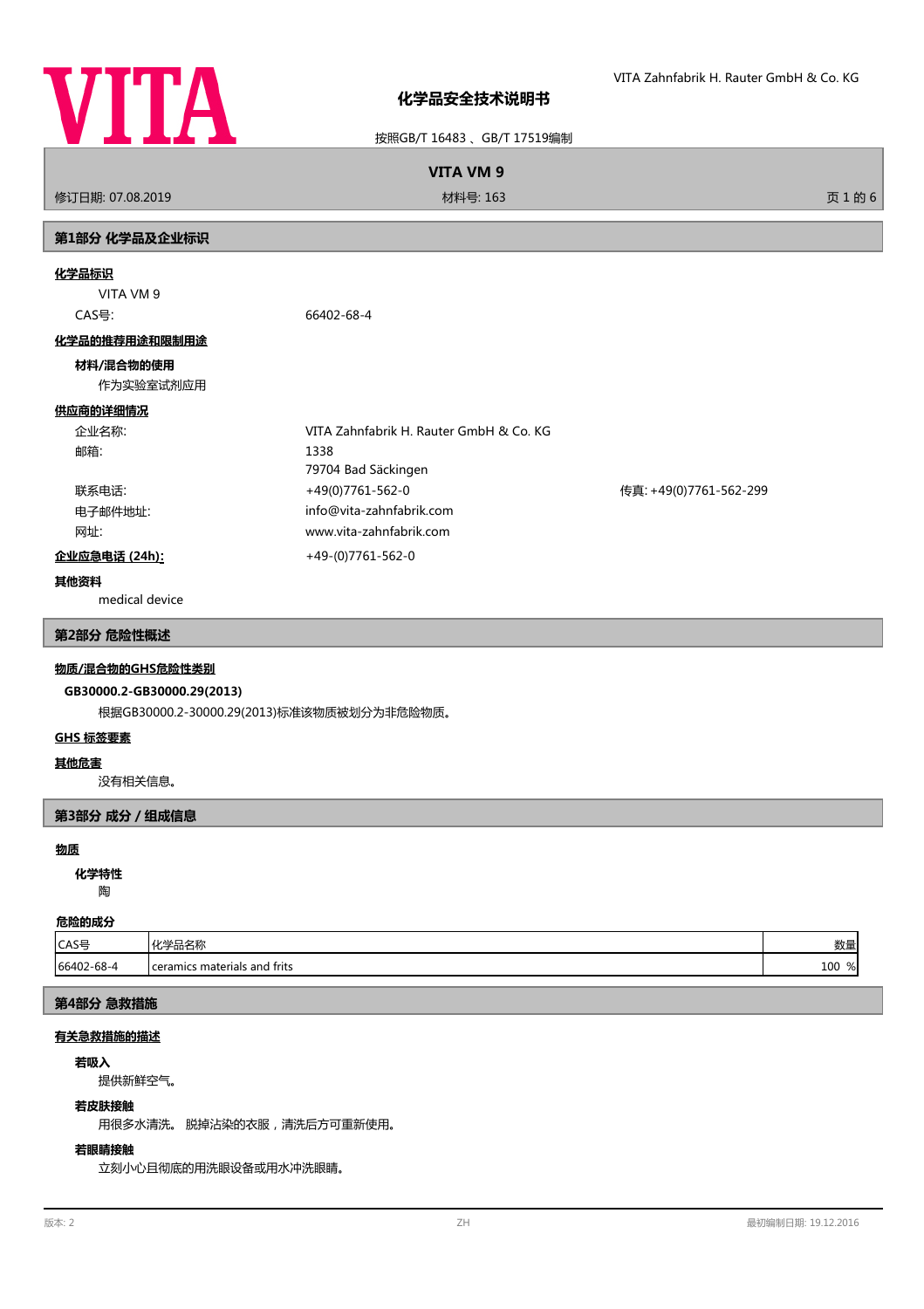# 化学品安全技术说明书

按照GB/T 16483 、GB/T 17519编制

**VITA VM 9**

修订日期: 07.08.2019　　材料号: 163

## 第1部分 化学品及企业标识

**化学品标识**

VITA VM 9

CAS号: 66402-68-4

**化学品的推荐用途和限制用途**

**材料/混合物的使用**

作为实验室试剂应用

**供应商的详细情况**

| | | |
|---|---|---|
| 企业名称: | VITA Zahnfabrik H. Rauter GmbH & Co. KG | |
| 邮箱: | 1338 | |
| | 79704 Bad Säckingen | |
| 联系电话: | +49(0)7761-562-0 | 传真: +49(0)7761-562-299 |
| 电子邮件地址: | info@vita-zahnfabrik.com | |
| 网址: | www.vita-zahnfabrik.com | |

**企业应急电话 (24h):** +49-(0)7761-562-0

**其他资料**

medical device

## 第2部分 危险性概述

**物质/混合物的GHS危险性类别**

**GB30000.2-GB30000.29(2013)**

根据GB30000.2-30000.29(2013)标准该物质被划分为非危险物质。

**GHS 标签要素**

**其他危害**

没有相关信息。

## 第3部分 成分 / 组成信息

**物质**

**化学特性**

陶

**危险的成分**

| CAS号 | 化学品名称 | 数量 |
|---|---|---|
| 66402-68-4 | ceramics materials and frits | 100 % |

## 第4部分 急救措施

**有关急救措施的描述**

**若吸入**

提供新鲜空气。

**若皮肤接触**

用很多水清洗。 脱掉沾染的衣服，清洗后方可重新使用。

**若眼睛接触**

立刻小心且彻底的用洗眼设备或用水冲洗眼睛。

版本: 2　　ZH　　最初编制日期: 19.12.2016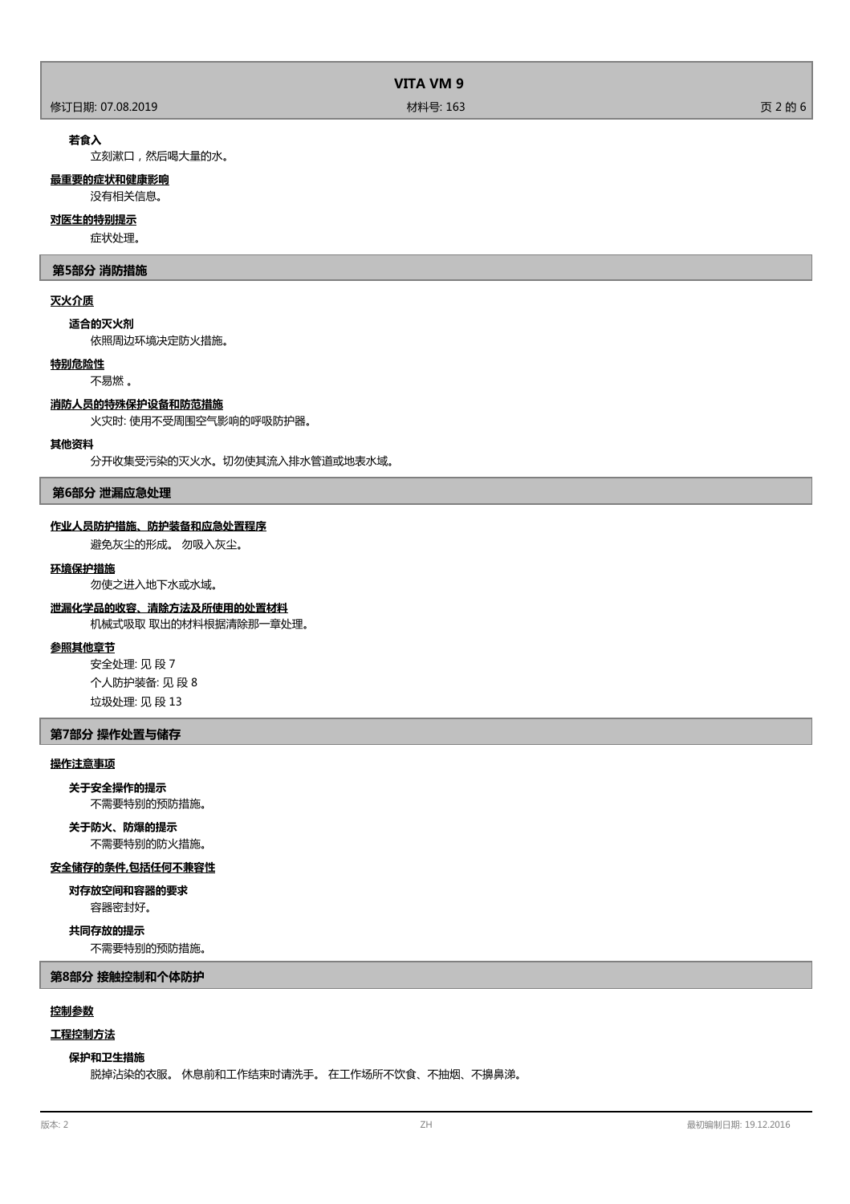**若食入**

立刻漱口，然后喝大量的水。

**最重要的症状和健康影响**

没有相关信息。

**对医生的特别提示**

症状处理。

## 第5部分 消防措施

**灭火介质**

**适合的灭火剂**

依照周边环境决定防火措施。

**特别危险性**

不易燃 。

**消防人员的特殊保护设备和防范措施**

火灾时: 使用不受周围空气影响的呼吸防护器。

**其他资料**

分开收集受污染的灭火水。切勿使其流入排水管道或地表水域。

## 第6部分 泄漏应急处理

**作业人员防护措施、防护装备和应急处置程序**

避免灰尘的形成。 勿吸入灰尘。

**环境保护措施**

勿使之进入地下水或水域。

**泄漏化学品的收容、清除方法及所使用的处置材料**

机械式吸取 取出的材料根据清除那一章处理。

**参照其他章节**

安全处理: 见 段 7

个人防护装备: 见 段 8

垃圾处理: 见 段 13

## 第7部分 操作处置与储存

**操作注意事项**

**关于安全操作的提示**

不需要特别的预防措施。

**关于防火、防爆的提示**

不需要特别的防火措施。

**安全储存的条件,包括任何不兼容性**

**对存放空间和容器的要求**

容器密封好。

**共同存放的提示**

不需要特别的预防措施。

## 第8部分 接触控制和个体防护

**控制参数**

**工程控制方法**

**保护和卫生措施**

脱掉沾染的衣服。 休息前和工作结束时请洗手。 在工作场所不饮食、不抽烟、不擤鼻涕。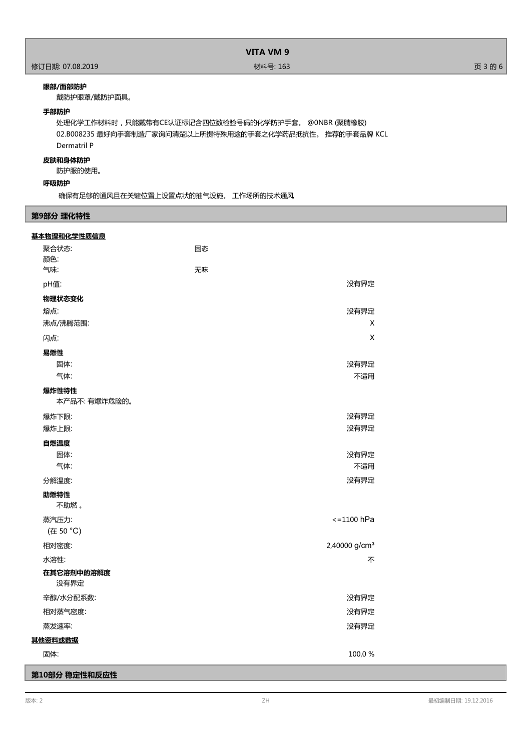**眼部/面部防护**

戴防护眼罩/戴防护面具。

**手部防护**

处理化学工作材料时，只能戴带有CE认证标记含四位数检验号码的化学防护手套。 @0NBR (聚腈橡胶)
02.B008235 最好向手套制造厂家询问清楚以上所提特殊用途的手套之化学药品抵抗性。 推荐的手套品牌 KCL
Dermatril P

**皮肤和身体防护**

防护服的使用。

**呼吸防护**

确保有足够的通风且在关键位置上设置点状的抽气设施。 工作场所的技术通风

## 第9部分 理化特性

**基本物理和化学性质信息**

| | | |
|---|---|---|
| 聚合状态: | 固态 | |
| 颜色: | | |
| 气味: | 无味 | |
| pH值: | | 没有界定 |
| **物理状态变化** | | |
| 熔点: | | 没有界定 |
| 沸点/沸腾范围: | | X |
| 闪点: | | X |
| **易燃性** | | |
| 固体: | | 没有界定 |
| 气体: | | 不适用 |

**爆炸性特性**

本产品不: 有爆炸危险的。

| | |
|---|---|
| 爆炸下限: | 没有界定 |
| 爆炸上限: | 没有界定 |
| **自燃温度** | |
| 固体: | 没有界定 |
| 气体: | 不适用 |
| 分解温度: | 没有界定 |

**助燃特性**

不助燃 。

| | |
|---|---|
| 蒸汽压力: (在 50 °C) | <=1100 hPa |
| 相对密度: | 2,40000 g/cm³ |
| 水溶性: | 不 |

**在其它溶剂中的溶解度**

没有界定

| | |
|---|---|
| 辛醇/水分配系数: | 没有界定 |
| 相对蒸气密度: | 没有界定 |
| 蒸发速率: | 没有界定 |

**其他资料或数据**

| | |
|---|---|
| 固体: | 100,0 % |

## 第10部分 稳定性和反应性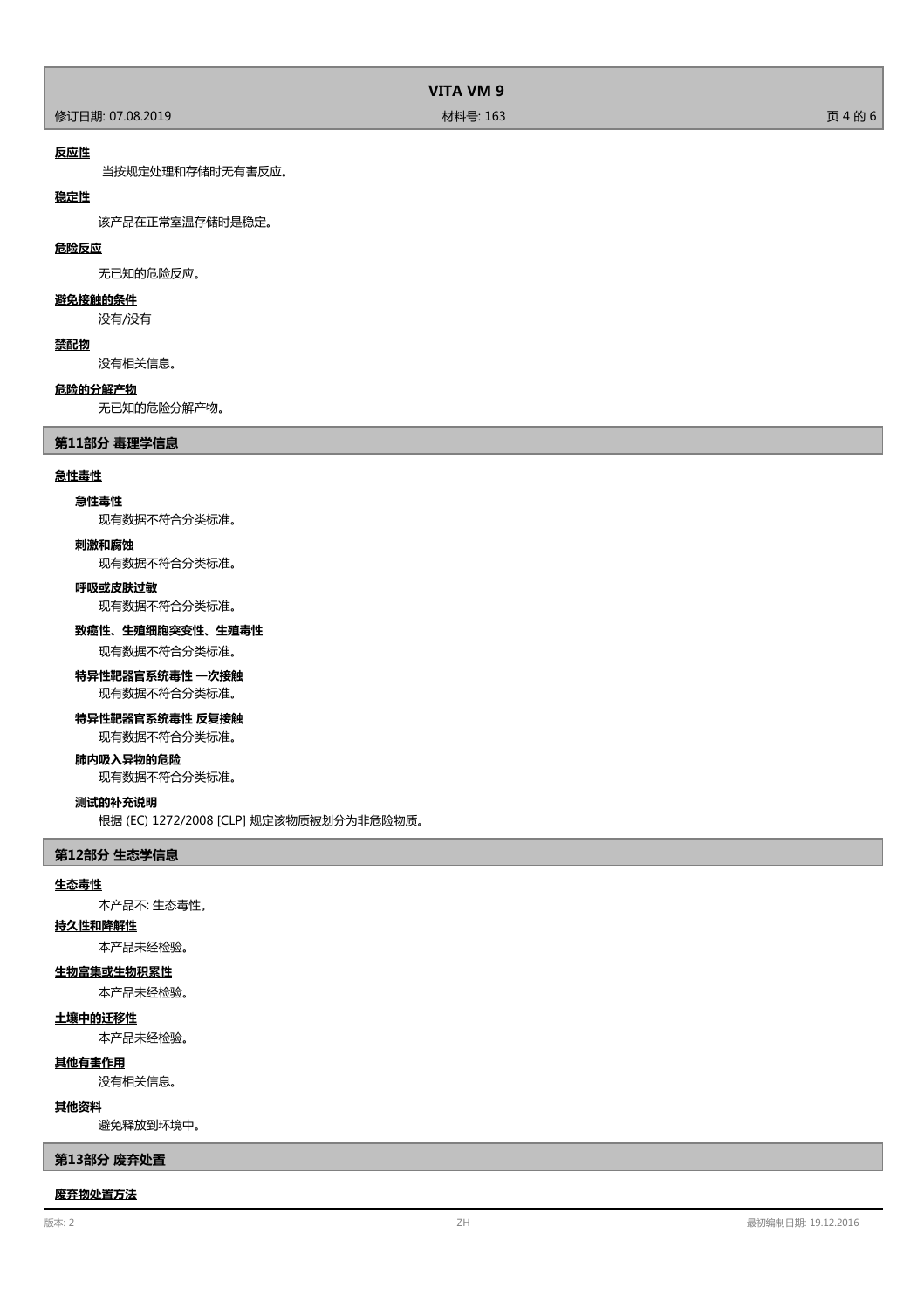**反应性**

当按规定处理和存储时无有害反应。

**稳定性**

该产品在正常室温存储时是稳定。

**危险反应**

无已知的危险反应。

**避免接触的条件**

没有/没有

**禁配物**

没有相关信息。

**危险的分解产物**

无已知的危险分解产物。

## 第11部分 毒理学信息

**急性毒性**

**急性毒性**

现有数据不符合分类标准。

**刺激和腐蚀**

现有数据不符合分类标准。

**呼吸或皮肤过敏**

现有数据不符合分类标准。

**致癌性、生殖细胞突变性、生殖毒性**

现有数据不符合分类标准。

**特异性靶器官系统毒性 一次接触**

现有数据不符合分类标准。

**特异性靶器官系统毒性 反复接触**

现有数据不符合分类标准。

**肺内吸入异物的危险**

现有数据不符合分类标准。

**测试的补充说明**

根据 (EC) 1272/2008 [CLP] 规定该物质被划分为非危险物质。

## 第12部分 生态学信息

**生态毒性**

本产品不: 生态毒性。

**持久性和降解性**

本产品未经检验。

**生物富集或生物积累性**

本产品未经检验。

**土壤中的迁移性**

本产品未经检验。

**其他有害作用**

没有相关信息。

**其他资料**

避免释放到环境中。

## 第13部分 废弃处置

**废弃物处置方法**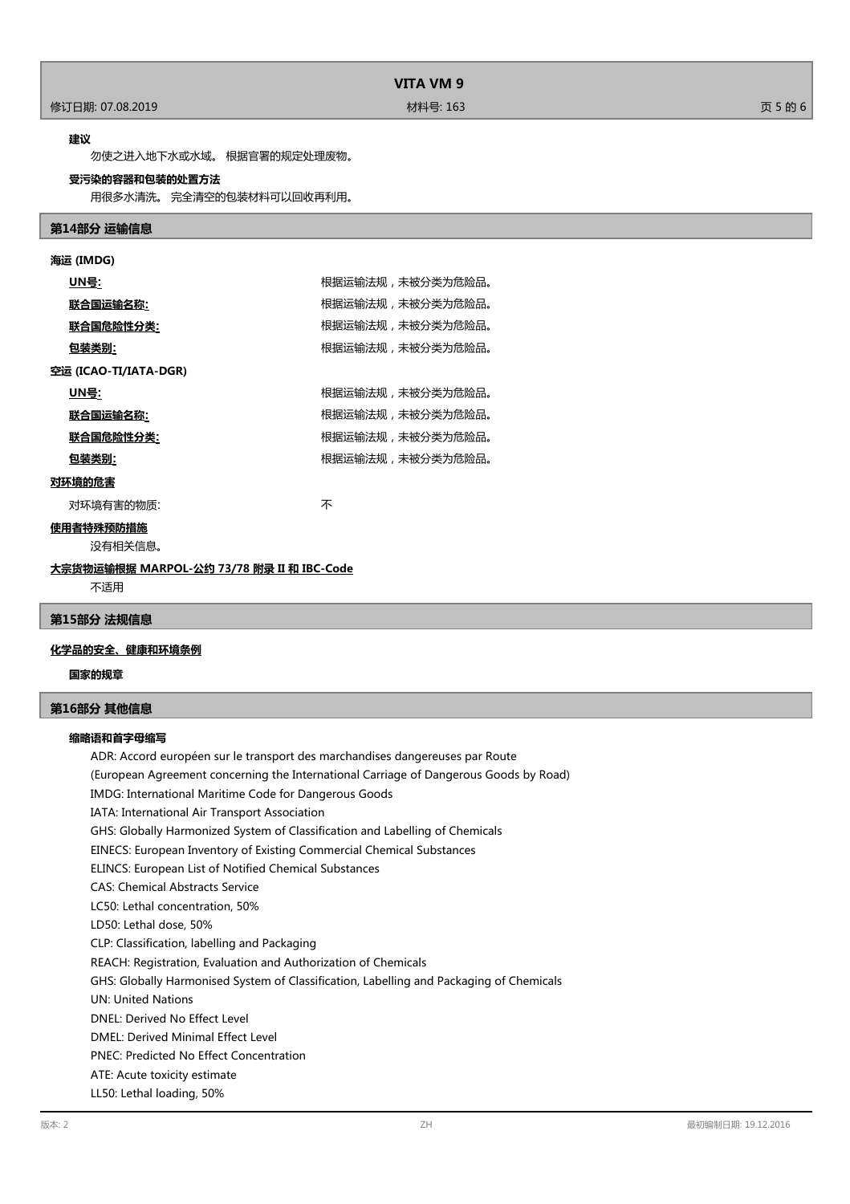**建议**

勿使之进入地下水或水域。 根据官署的规定处理废物。

**受污染的容器和包装的处置方法**

用很多水清洗。 完全清空的包装材料可以回收再利用。

## 第14部分 运输信息

**海运 (IMDG)**

| | |
|---|---|
| **UN号:** | 根据运输法规，未被分类为危险品。 |
| **联合国运输名称:** | 根据运输法规，未被分类为危险品。 |
| **联合国危险性分类:** | 根据运输法规，未被分类为危险品。 |
| **包装类别:** | 根据运输法规，未被分类为危险品。 |

**空运 (ICAO-TI/IATA-DGR)**

| | |
|---|---|
| **UN号:** | 根据运输法规，未被分类为危险品。 |
| **联合国运输名称:** | 根据运输法规，未被分类为危险品。 |
| **联合国危险性分类:** | 根据运输法规，未被分类为危险品。 |
| **包装类别:** | 根据运输法规，未被分类为危险品。 |

**对环境的危害**

对环境有害的物质: 不

**使用者特殊预防措施**

没有相关信息。

**大宗货物运输根据 MARPOL-公约 73/78 附录 II 和 IBC-Code**

不适用

## 第15部分 法规信息

**化学品的安全、健康和环境条例**

**国家的规章**

## 第16部分 其他信息

**缩略语和首字母缩写**

ADR: Accord européen sur le transport des marchandises dangereuses par Route
(European Agreement concerning the International Carriage of Dangerous Goods by Road)
IMDG: International Maritime Code for Dangerous Goods
IATA: International Air Transport Association
GHS: Globally Harmonized System of Classification and Labelling of Chemicals
EINECS: European Inventory of Existing Commercial Chemical Substances
ELINCS: European List of Notified Chemical Substances
CAS: Chemical Abstracts Service
LC50: Lethal concentration, 50%
LD50: Lethal dose, 50%
CLP: Classification, labelling and Packaging
REACH: Registration, Evaluation and Authorization of Chemicals
GHS: Globally Harmonised System of Classification, Labelling and Packaging of Chemicals
UN: United Nations
DNEL: Derived No Effect Level
DMEL: Derived Minimal Effect Level
PNEC: Predicted No Effect Concentration
ATE: Acute toxicity estimate
LL50: Lethal loading, 50%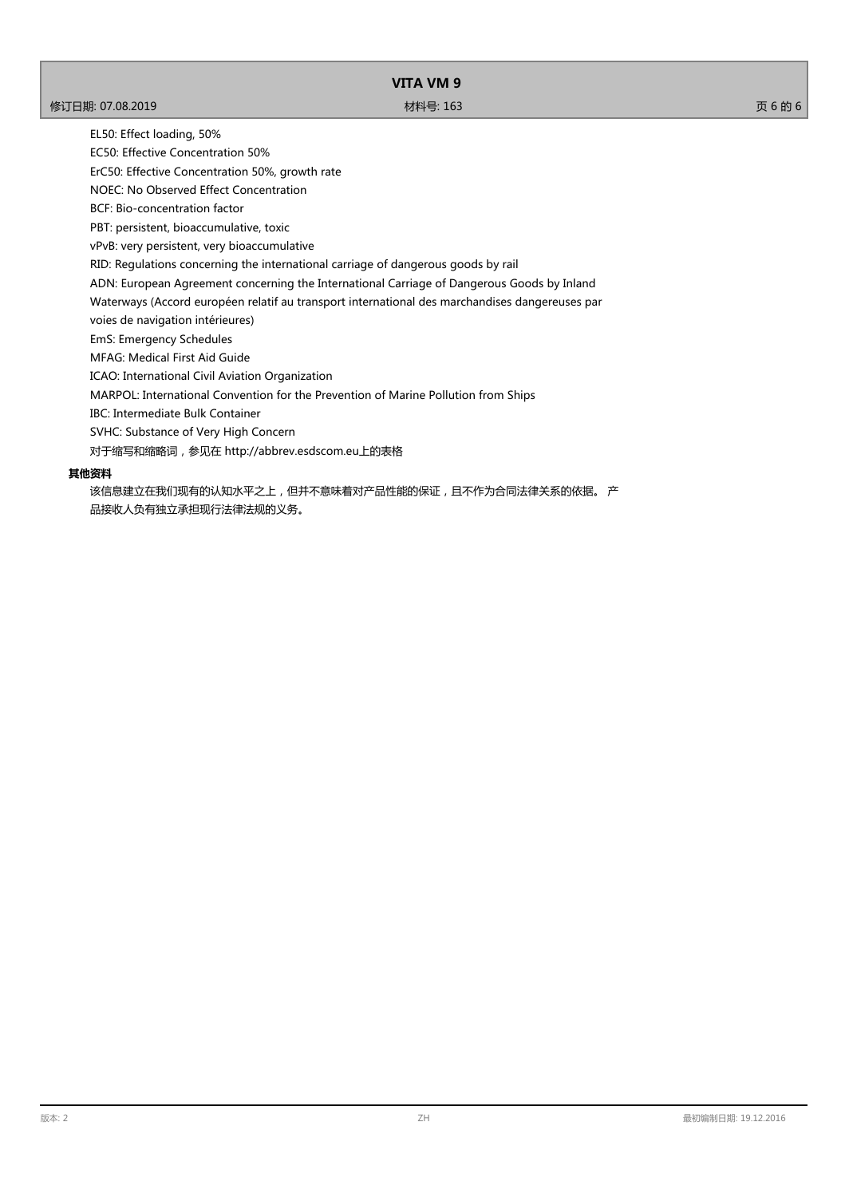EL50: Effect loading, 50%

EC50: Effective Concentration 50%

ErC50: Effective Concentration 50%, growth rate

NOEC: No Observed Effect Concentration

BCF: Bio-concentration factor

PBT: persistent, bioaccumulative, toxic

vPvB: very persistent, very bioaccumulative

RID: Regulations concerning the international carriage of dangerous goods by rail

ADN: European Agreement concerning the International Carriage of Dangerous Goods by Inland Waterways (Accord européen relatif au transport international des marchandises dangereuses par voies de navigation intérieures)

EmS: Emergency Schedules

MFAG: Medical First Aid Guide

ICAO: International Civil Aviation Organization

MARPOL: International Convention for the Prevention of Marine Pollution from Ships

IBC: Intermediate Bulk Container

SVHC: Substance of Very High Concern

对于缩写和缩略词，参见在 http://abbrev.esdscom.eu上的表格

**其他资料**

该信息建立在我们现有的认知水平之上，但并不意味着对产品性能的保证，且不作为合同法律关系的依据。 产品接收人负有独立承担现行法律法规的义务。